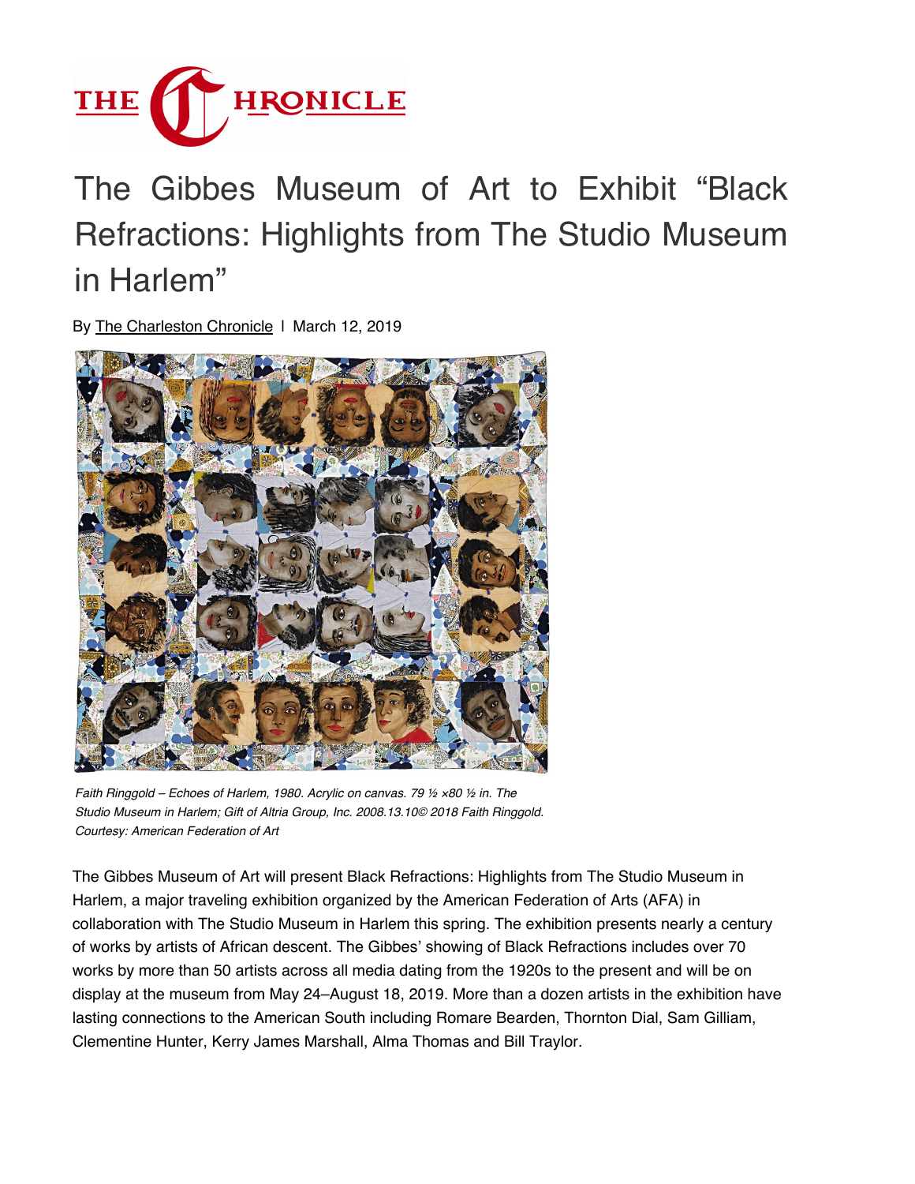THE CHRONICLE

# The Gibbes Museum of Art to Exhibit "Black Refractions: Highlights from The Studio Museum in Harlem"

By The Charleston Chronicle | March 12, 2019

*Faith Ringgold – Echoes of Harlem, 1980. Acrylic on canvas. 79 ½ ×80 ½ in. The Studio Museum in Harlem; Gift of Altria Group, Inc. 2008.13.10© 2018 Faith Ringgold. Courtesy: American Federation of Art*

The Gibbes Museum of Art will present Black Refractions: Highlights from The Studio Museum in Harlem, a major traveling exhibition organized by the American Federation of Arts (AFA) in collaboration with The Studio Museum in Harlem this spring. The exhibition presents nearly a century of works by artists of African descent. The Gibbes' showing of Black Refractions includes over 70 works by more than 50 artists across all media dating from the 1920s to the present and will be on display at the museum from May 24–August 18, 2019. More than a dozen artists in the exhibition have lasting connections to the American South including Romare Bearden, Thornton Dial, Sam Gilliam, Clementine Hunter, Kerry James Marshall, Alma Thomas and Bill Traylor.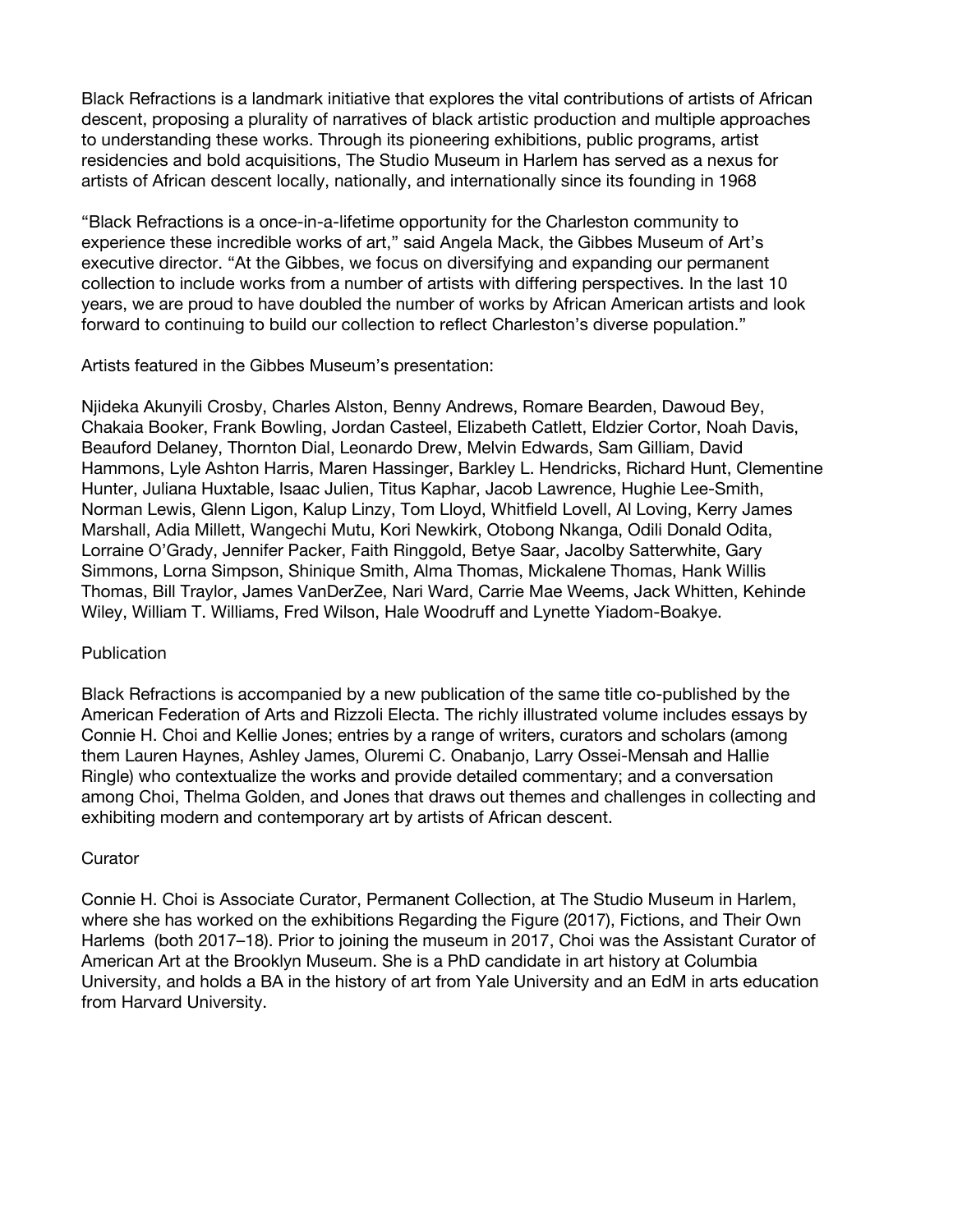Black Refractions is a landmark initiative that explores the vital contributions of artists of African descent, proposing a plurality of narratives of black artistic production and multiple approaches to understanding these works. Through its pioneering exhibitions, public programs, artist residencies and bold acquisitions, The Studio Museum in Harlem has served as a nexus for artists of African descent locally, nationally, and internationally since its founding in 1968

"Black Refractions is a once-in-a-lifetime opportunity for the Charleston community to experience these incredible works of art," said Angela Mack, the Gibbes Museum of Art's executive director. "At the Gibbes, we focus on diversifying and expanding our permanent collection to include works from a number of artists with differing perspectives. In the last 10 years, we are proud to have doubled the number of works by African American artists and look forward to continuing to build our collection to reflect Charleston's diverse population."

Artists featured in the Gibbes Museum's presentation:

Njideka Akunyili Crosby, Charles Alston, Benny Andrews, Romare Bearden, Dawoud Bey, Chakaia Booker, Frank Bowling, Jordan Casteel, Elizabeth Catlett, Eldzier Cortor, Noah Davis, Beauford Delaney, Thornton Dial, Leonardo Drew, Melvin Edwards, Sam Gilliam, David Hammons, Lyle Ashton Harris, Maren Hassinger, Barkley L. Hendricks, Richard Hunt, Clementine Hunter, Juliana Huxtable, Isaac Julien, Titus Kaphar, Jacob Lawrence, Hughie Lee-Smith, Norman Lewis, Glenn Ligon, Kalup Linzy, Tom Lloyd, Whitfield Lovell, Al Loving, Kerry James Marshall, Adia Millett, Wangechi Mutu, Kori Newkirk, Otobong Nkanga, Odili Donald Odita, Lorraine O'Grady, Jennifer Packer, Faith Ringgold, Betye Saar, Jacolby Satterwhite, Gary Simmons, Lorna Simpson, Shinique Smith, Alma Thomas, Mickalene Thomas, Hank Willis Thomas, Bill Traylor, James VanDerZee, Nari Ward, Carrie Mae Weems, Jack Whitten, Kehinde Wiley, William T. Williams, Fred Wilson, Hale Woodruff and Lynette Yiadom-Boakye.

## Publication

Black Refractions is accompanied by a new publication of the same title co-published by the American Federation of Arts and Rizzoli Electa. The richly illustrated volume includes essays by Connie H. Choi and Kellie Jones; entries by a range of writers, curators and scholars (among them Lauren Haynes, Ashley James, Oluremi C. Onabanjo, Larry Ossei-Mensah and Hallie Ringle) who contextualize the works and provide detailed commentary; and a conversation among Choi, Thelma Golden, and Jones that draws out themes and challenges in collecting and exhibiting modern and contemporary art by artists of African descent.

## Curator

Connie H. Choi is Associate Curator, Permanent Collection, at The Studio Museum in Harlem, where she has worked on the exhibitions Regarding the Figure (2017), Fictions, and Their Own Harlems (both 2017–18). Prior to joining the museum in 2017, Choi was the Assistant Curator of American Art at the Brooklyn Museum. She is a PhD candidate in art history at Columbia University, and holds a BA in the history of art from Yale University and an EdM in arts education from Harvard University.